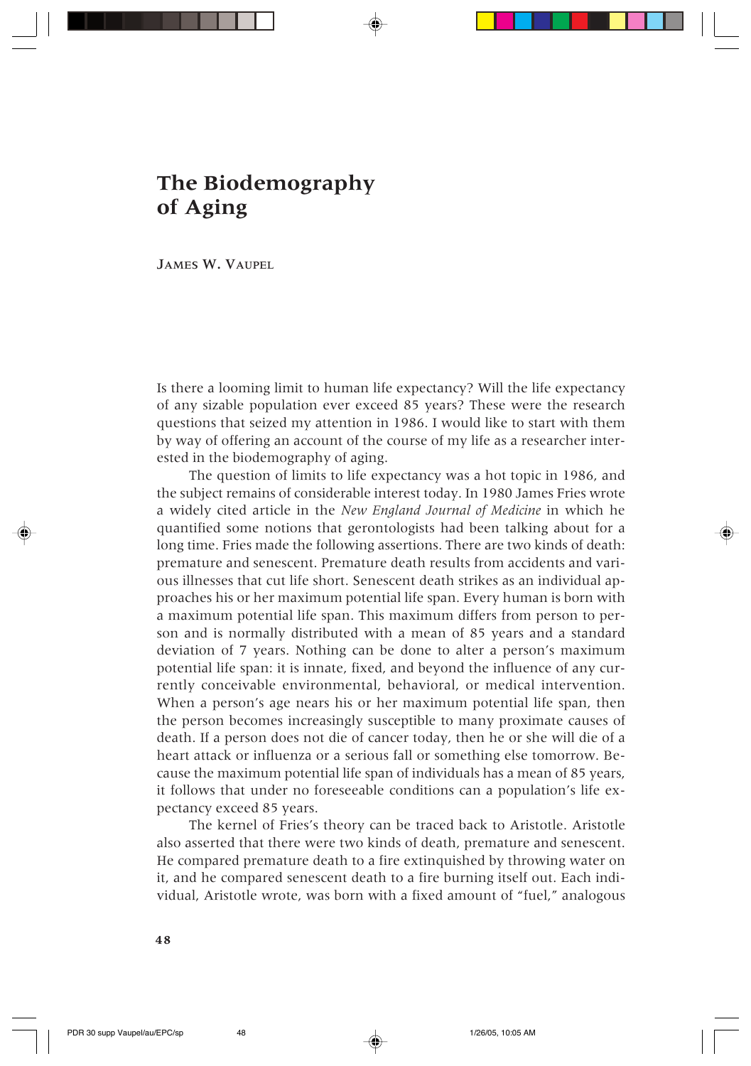# The Biodemography of Aging

JAMES W. VAUPEL

Is there a looming limit to human life expectancy? Will the life expectancy of any sizable population ever exceed 85 years? These were the research questions that seized my attention in 1986. I would like to start with them by way of offering an account of the course of my life as a researcher interested in the biodemography of aging.

The question of limits to life expectancy was a hot topic in 1986, and the subject remains of considerable interest today. In 1980 James Fries wrote a widely cited article in the *New England Journal of Medicine* in which he quantified some notions that gerontologists had been talking about for a long time. Fries made the following assertions. There are two kinds of death: premature and senescent. Premature death results from accidents and various illnesses that cut life short. Senescent death strikes as an individual approaches his or her maximum potential life span. Every human is born with a maximum potential life span. This maximum differs from person to person and is normally distributed with a mean of 85 years and a standard deviation of 7 years. Nothing can be done to alter a person's maximum potential life span: it is innate, fixed, and beyond the influence of any currently conceivable environmental, behavioral, or medical intervention. When a person's age nears his or her maximum potential life span, then the person becomes increasingly susceptible to many proximate causes of death. If a person does not die of cancer today, then he or she will die of a heart attack or influenza or a serious fall or something else tomorrow. Because the maximum potential life span of individuals has a mean of 85 years, it follows that under no foreseeable conditions can a population's life expectancy exceed 85 years.

The kernel of Fries's theory can be traced back to Aristotle. Aristotle also asserted that there were two kinds of death, premature and senescent. He compared premature death to a fire extinguished by throwing water on it, and he compared senescent death to a fire burning itself out. Each individual, Aristotle wrote, was born with a fixed amount of "fuel," analogous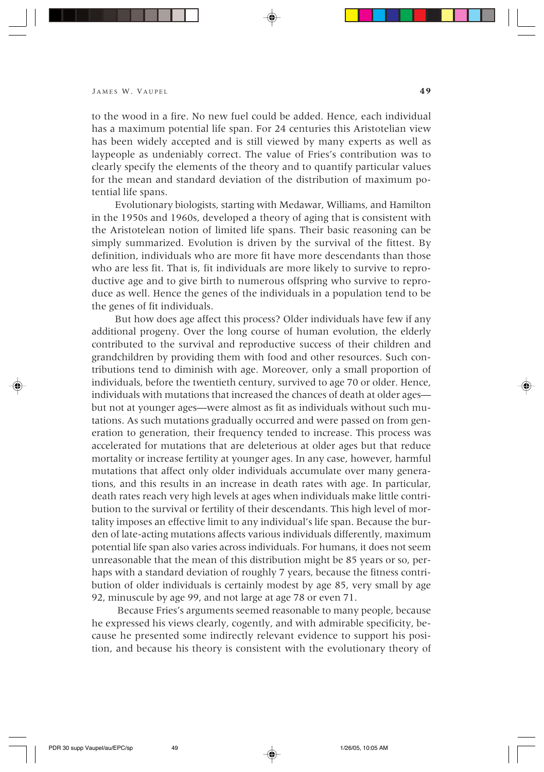to the wood in a fire. No new fuel could be added. Hence, each individual has a maximum potential life span. For 24 centuries this Aristotelian view has been widely accepted and is still viewed by many experts as well as laypeople as undeniably correct. The value of Fries's contribution was to clearly specify the elements of the theory and to quantify particular values for the mean and standard deviation of the distribution of maximum potential life spans.

Evolutionary biologists, starting with Medawar, Williams, and Hamilton in the 1950s and 1960s, developed a theory of aging that is consistent with the Aristotelean notion of limited life spans. Their basic reasoning can be simply summarized. Evolution is driven by the survival of the fittest. By definition, individuals who are more fit have more descendants than those who are less fit. That is, fit individuals are more likely to survive to reproductive age and to give birth to numerous offspring who survive to reproduce as well. Hence the genes of the individuals in a population tend to be the genes of fit individuals.

But how does age affect this process? Older individuals have few if any additional progeny. Over the long course of human evolution, the elderly contributed to the survival and reproductive success of their children and grandchildren by providing them with food and other resources. Such contributions tend to diminish with age. Moreover, only a small proportion of individuals, before the twentieth century, survived to age 70 or older. Hence, individuals with mutations that increased the chances of death at older ages—but not at younger ages—were almost as fit as individuals without such mutations. As such mutations gradually occurred and were passed on from generation to generation, their frequency tended to increase. This process was accelerated for mutations that are deleterious at older ages but that reduce mortality or increase fertility at younger ages. In any case, however, harmful mutations that affect only older individuals accumulate over many generations, and this results in an increase in death rates with age. In particular, death rates reach very high levels at ages when individuals make little contribution to the survival or fertility of their descendants. This high level of mortality imposes an effective limit to any individual's life span. Because the burden of late-acting mutations affects various individuals differently, maximum potential life span also varies across individuals. For humans, it does not seem unreasonable that the mean of this distribution might be 85 years or so, perhaps with a standard deviation of roughly 7 years, because the fitness contribution of older individuals is certainly modest by age 85, very small by age 92, minuscule by age 99, and not large at age 78 or even 71.

Because Fries's arguments seemed reasonable to many people, because he expressed his views clearly, cogently, and with admirable specificity, because he presented some indirectly relevant evidence to support his position, and because his theory is consistent with the evolutionary theory of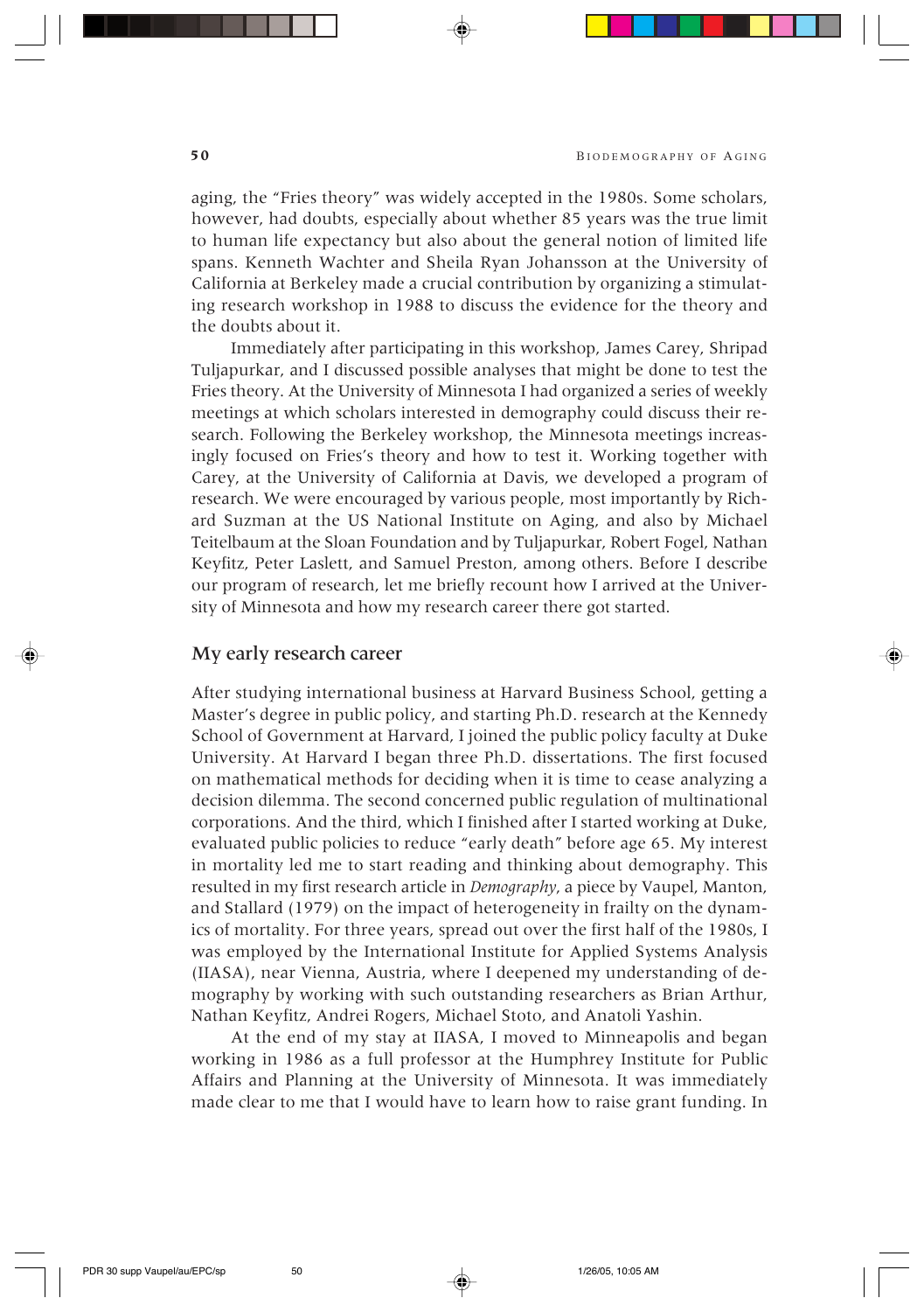aging, the "Fries theory" was widely accepted in the 1980s. Some scholars, however, had doubts, especially about whether 85 years was the true limit to human life expectancy but also about the general notion of limited life spans. Kenneth Wachter and Sheila Ryan Johansson at the University of California at Berkeley made a crucial contribution by organizing a stimulating research workshop in 1988 to discuss the evidence for the theory and the doubts about it.

Immediately after participating in this workshop, James Carey, Shripad Tuljapurkar, and I discussed possible analyses that might be done to test the Fries theory. At the University of Minnesota I had organized a series of weekly meetings at which scholars interested in demography could discuss their research. Following the Berkeley workshop, the Minnesota meetings increasingly focused on Fries's theory and how to test it. Working together with Carey, at the University of California at Davis, we developed a program of research. We were encouraged by various people, most importantly by Richard Suzman at the US National Institute on Aging, and also by Michael Teitelbaum at the Sloan Foundation and by Tuljapurkar, Robert Fogel, Nathan Keyfitz, Peter Laslett, and Samuel Preston, among others. Before I describe our program of research, let me briefly recount how I arrived at the University of Minnesota and how my research career there got started.

## My early research career

After studying international business at Harvard Business School, getting a Master's degree in public policy, and starting Ph.D. research at the Kennedy School of Government at Harvard, I joined the public policy faculty at Duke University. At Harvard I began three Ph.D. dissertations. The first focused on mathematical methods for deciding when it is time to cease analyzing a decision dilemma. The second concerned public regulation of multinational corporations. And the third, which I finished after I started working at Duke, evaluated public policies to reduce "early death" before age 65. My interest in mortality led me to start reading and thinking about demography. This resulted in my first research article in *Demography*, a piece by Vaupel, Manton, and Stallard (1979) on the impact of heterogeneity in frailty on the dynamics of mortality. For three years, spread out over the first half of the 1980s, I was employed by the International Institute for Applied Systems Analysis (IIASA), near Vienna, Austria, where I deepened my understanding of demography by working with such outstanding researchers as Brian Arthur, Nathan Keyfitz, Andrei Rogers, Michael Stoto, and Anatoli Yashin.

At the end of my stay at IIASA, I moved to Minneapolis and began working in 1986 as a full professor at the Humphrey Institute for Public Affairs and Planning at the University of Minnesota. It was immediately made clear to me that I would have to learn how to raise grant funding. In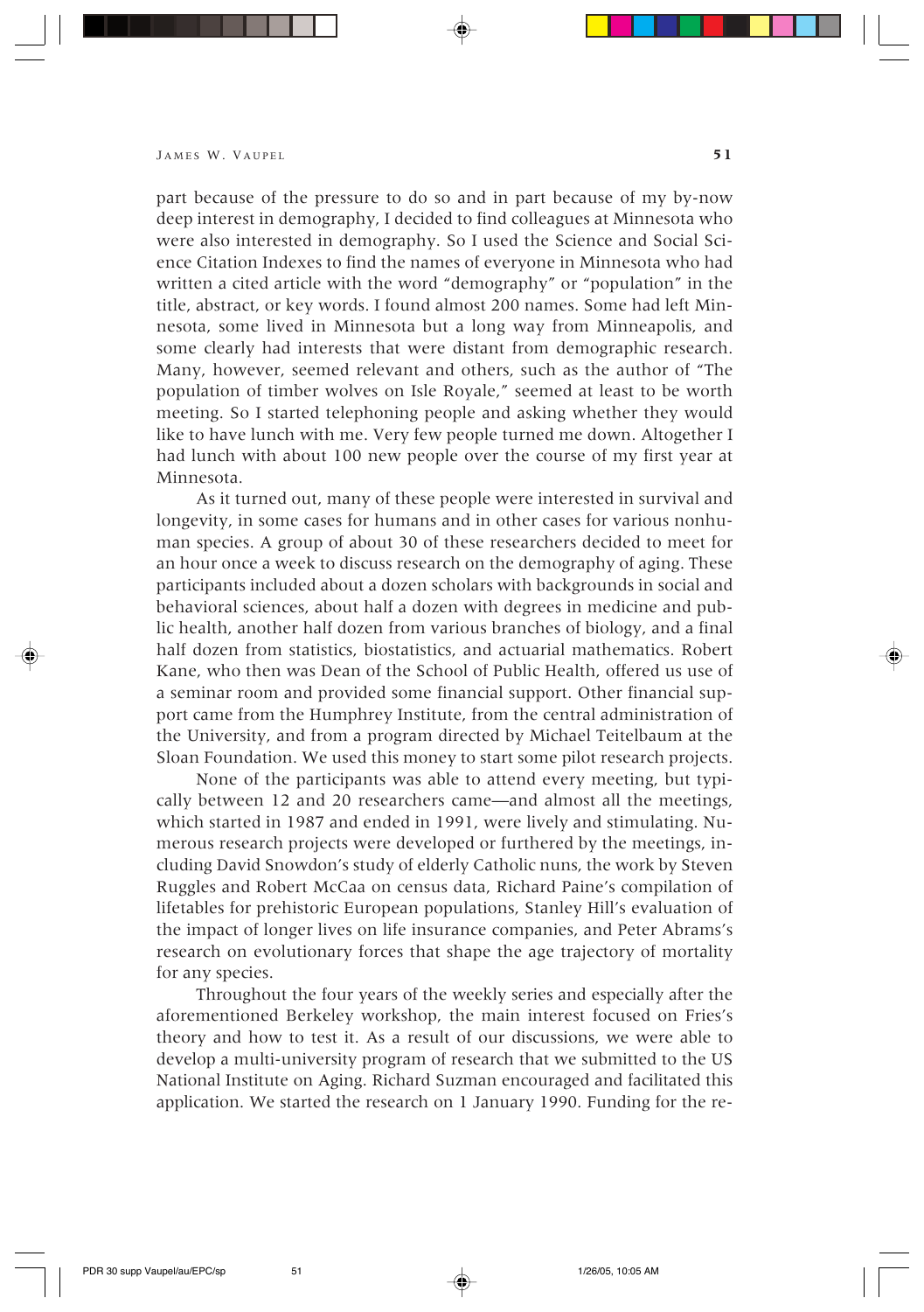part because of the pressure to do so and in part because of my by-now deep interest in demography, I decided to find colleagues at Minnesota who were also interested in demography. So I used the Science and Social Science Citation Indexes to find the names of everyone in Minnesota who had written a cited article with the word "demography" or "population" in the title, abstract, or key words. I found almost 200 names. Some had left Minnesota, some lived in Minnesota but a long way from Minneapolis, and some clearly had interests that were distant from demographic research. Many, however, seemed relevant and others, such as the author of "The population of timber wolves on Isle Royale," seemed at least to be worth meeting. So I started telephoning people and asking whether they would like to have lunch with me. Very few people turned me down. Altogether I had lunch with about 100 new people over the course of my first year at Minnesota.

As it turned out, many of these people were interested in survival and longevity, in some cases for humans and in other cases for various nonhuman species. A group of about 30 of these researchers decided to meet for an hour once a week to discuss research on the demography of aging. These participants included about a dozen scholars with backgrounds in social and behavioral sciences, about half a dozen with degrees in medicine and public health, another half dozen from various branches of biology, and a final half dozen from statistics, biostatistics, and actuarial mathematics. Robert Kane, who then was Dean of the School of Public Health, offered us use of a seminar room and provided some financial support. Other financial support came from the Humphrey Institute, from the central administration of the University, and from a program directed by Michael Teitelbaum at the Sloan Foundation. We used this money to start some pilot research projects.

None of the participants was able to attend every meeting, but typically between 12 and 20 researchers came—and almost all the meetings, which started in 1987 and ended in 1991, were lively and stimulating. Numerous research projects were developed or furthered by the meetings, including David Snowdon's study of elderly Catholic nuns, the work by Steven Ruggles and Robert McCaa on census data, Richard Paine's compilation of lifetables for prehistoric European populations, Stanley Hill's evaluation of the impact of longer lives on life insurance companies, and Peter Abrams's research on evolutionary forces that shape the age trajectory of mortality for any species.

Throughout the four years of the weekly series and especially after the aforementioned Berkeley workshop, the main interest focused on Fries's theory and how to test it. As a result of our discussions, we were able to develop a multi-university program of research that we submitted to the US National Institute on Aging. Richard Suzman encouraged and facilitated this application. We started the research on 1 January 1990. Funding for the re-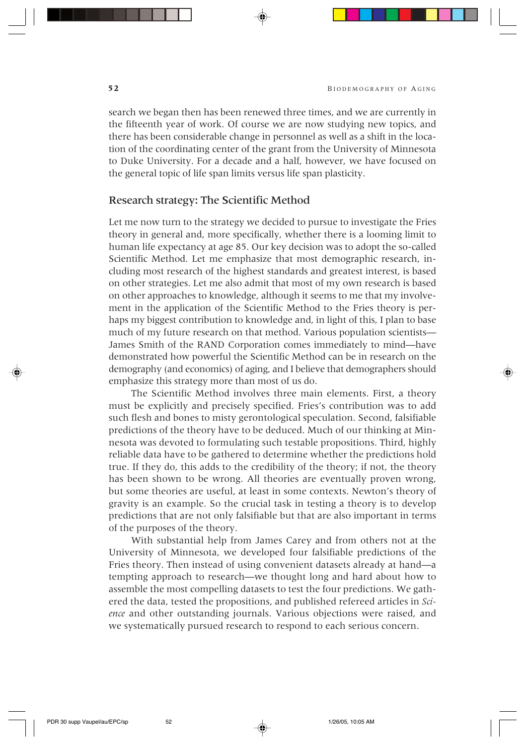search we began then has been renewed three times, and we are currently in the fifteenth year of work. Of course we are now studying new topics, and there has been considerable change in personnel as well as a shift in the location of the coordinating center of the grant from the University of Minnesota to Duke University. For a decade and a half, however, we have focused on the general topic of life span limits versus life span plasticity.

## Research strategy: The Scientific Method

Let me now turn to the strategy we decided to pursue to investigate the Fries theory in general and, more specifically, whether there is a looming limit to human life expectancy at age 85. Our key decision was to adopt the so-called Scientific Method. Let me emphasize that most demographic research, including most research of the highest standards and greatest interest, is based on other strategies. Let me also admit that most of my own research is based on other approaches to knowledge, although it seems to me that my involvement in the application of the Scientific Method to the Fries theory is perhaps my biggest contribution to knowledge and, in light of this, I plan to base much of my future research on that method. Various population scientists—James Smith of the RAND Corporation comes immediately to mind—have demonstrated how powerful the Scientific Method can be in research on the demography (and economics) of aging, and I believe that demographers should emphasize this strategy more than most of us do.

The Scientific Method involves three main elements. First, a theory must be explicitly and precisely specified. Fries's contribution was to add such flesh and bones to misty gerontological speculation. Second, falsifiable predictions of the theory have to be deduced. Much of our thinking at Minnesota was devoted to formulating such testable propositions. Third, highly reliable data have to be gathered to determine whether the predictions hold true. If they do, this adds to the credibility of the theory; if not, the theory has been shown to be wrong. All theories are eventually proven wrong, but some theories are useful, at least in some contexts. Newton's theory of gravity is an example. So the crucial task in testing a theory is to develop predictions that are not only falsifiable but that are also important in terms of the purposes of the theory.

With substantial help from James Carey and from others not at the University of Minnesota, we developed four falsifiable predictions of the Fries theory. Then instead of using convenient datasets already at hand—a tempting approach to research—we thought long and hard about how to assemble the most compelling datasets to test the four predictions. We gathered the data, tested the propositions, and published refereed articles in *Science* and other outstanding journals. Various objections were raised, and we systematically pursued research to respond to each serious concern.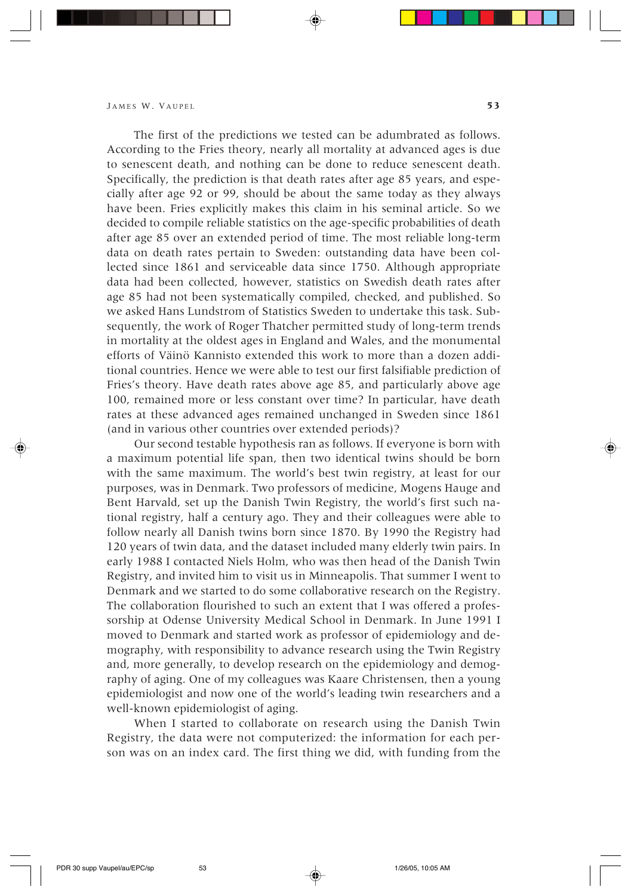The first of the predictions we tested can be adumbrated as follows. According to the Fries theory, nearly all mortality at advanced ages is due to senescent death, and nothing can be done to reduce senescent death. Specifically, the prediction is that death rates after age 85 years, and especially after age 92 or 99, should be about the same today as they always have been. Fries explicitly makes this claim in his seminal article. So we decided to compile reliable statistics on the age-specific probabilities of death after age 85 over an extended period of time. The most reliable long-term data on death rates pertain to Sweden: outstanding data have been collected since 1861 and serviceable data since 1750. Although appropriate data had been collected, however, statistics on Swedish death rates after age 85 had not been systematically compiled, checked, and published. So we asked Hans Lundstrom of Statistics Sweden to undertake this task. Subsequently, the work of Roger Thatcher permitted study of long-term trends in mortality at the oldest ages in England and Wales, and the monumental efforts of Väinö Kannisto extended this work to more than a dozen additional countries. Hence we were able to test our first falsifiable prediction of Fries's theory. Have death rates above age 85, and particularly above age 100, remained more or less constant over time? In particular, have death rates at these advanced ages remained unchanged in Sweden since 1861 (and in various other countries over extended periods)?

Our second testable hypothesis ran as follows. If everyone is born with a maximum potential life span, then two identical twins should be born with the same maximum. The world's best twin registry, at least for our purposes, was in Denmark. Two professors of medicine, Mogens Hauge and Bent Harvald, set up the Danish Twin Registry, the world's first such national registry, half a century ago. They and their colleagues were able to follow nearly all Danish twins born since 1870. By 1990 the Registry had 120 years of twin data, and the dataset included many elderly twin pairs. In early 1988 I contacted Niels Holm, who was then head of the Danish Twin Registry, and invited him to visit us in Minneapolis. That summer I went to Denmark and we started to do some collaborative research on the Registry. The collaboration flourished to such an extent that I was offered a professorship at Odense University Medical School in Denmark. In June 1991 I moved to Denmark and started work as professor of epidemiology and demography, with responsibility to advance research using the Twin Registry and, more generally, to develop research on the epidemiology and demography of aging. One of my colleagues was Kaare Christensen, then a young epidemiologist and now one of the world's leading twin researchers and a well-known epidemiologist of aging.

When I started to collaborate on research using the Danish Twin Registry, the data were not computerized: the information for each person was on an index card. The first thing we did, with funding from the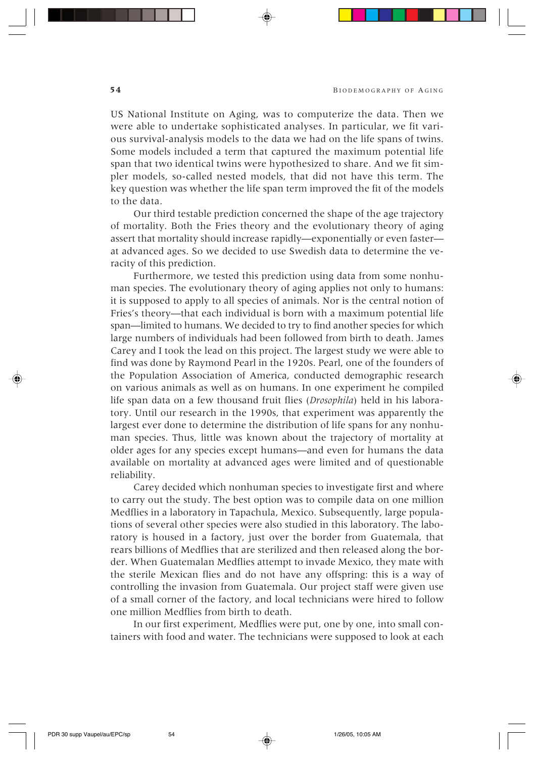US National Institute on Aging, was to computerize the data. Then we were able to undertake sophisticated analyses. In particular, we fit various survival-analysis models to the data we had on the life spans of twins. Some models included a term that captured the maximum potential life span that two identical twins were hypothesized to share. And we fit simpler models, so-called nested models, that did not have this term. The key question was whether the life span term improved the fit of the models to the data.

Our third testable prediction concerned the shape of the age trajectory of mortality. Both the Fries theory and the evolutionary theory of aging assert that mortality should increase rapidly—exponentially or even faster—at advanced ages. So we decided to use Swedish data to determine the veracity of this prediction.

Furthermore, we tested this prediction using data from some nonhuman species. The evolutionary theory of aging applies not only to humans: it is supposed to apply to all species of animals. Nor is the central notion of Fries's theory—that each individual is born with a maximum potential life span—limited to humans. We decided to try to find another species for which large numbers of individuals had been followed from birth to death. James Carey and I took the lead on this project. The largest study we were able to find was done by Raymond Pearl in the 1920s. Pearl, one of the founders of the Population Association of America, conducted demographic research on various animals as well as on humans. In one experiment he compiled life span data on a few thousand fruit flies (*Drosophila*) held in his laboratory. Until our research in the 1990s, that experiment was apparently the largest ever done to determine the distribution of life spans for any nonhuman species. Thus, little was known about the trajectory of mortality at older ages for any species except humans—and even for humans the data available on mortality at advanced ages were limited and of questionable reliability.

Carey decided which nonhuman species to investigate first and where to carry out the study. The best option was to compile data on one million Medflies in a laboratory in Tapachula, Mexico. Subsequently, large populations of several other species were also studied in this laboratory. The laboratory is housed in a factory, just over the border from Guatemala, that rears billions of Medflies that are sterilized and then released along the border. When Guatemalan Medflies attempt to invade Mexico, they mate with the sterile Mexican flies and do not have any offspring: this is a way of controlling the invasion from Guatemala. Our project staff were given use of a small corner of the factory, and local technicians were hired to follow one million Medflies from birth to death.

In our first experiment, Medflies were put, one by one, into small containers with food and water. The technicians were supposed to look at each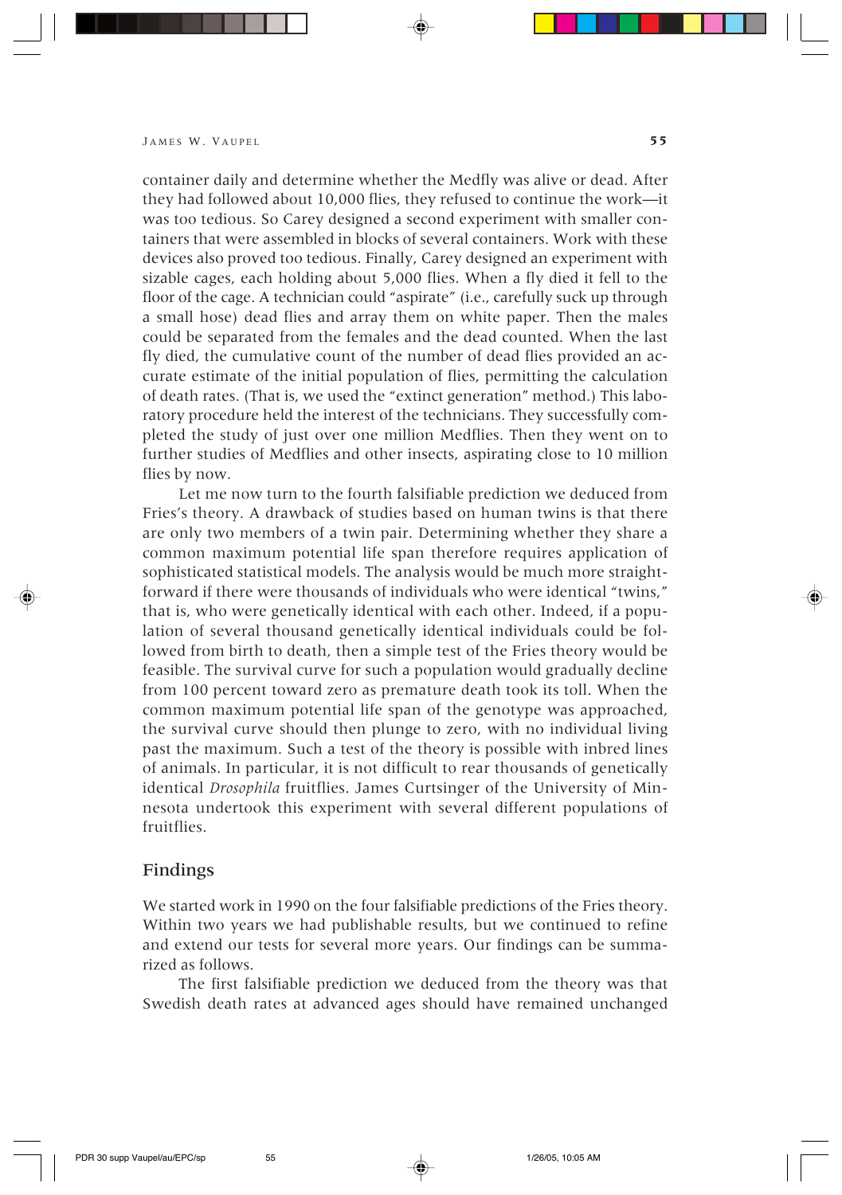container daily and determine whether the Medfly was alive or dead. After they had followed about 10,000 flies, they refused to continue the work—it was too tedious. So Carey designed a second experiment with smaller containers that were assembled in blocks of several containers. Work with these devices also proved too tedious. Finally, Carey designed an experiment with sizable cages, each holding about 5,000 flies. When a fly died it fell to the floor of the cage. A technician could "aspirate" (i.e., carefully suck up through a small hose) dead flies and array them on white paper. Then the males could be separated from the females and the dead counted. When the last fly died, the cumulative count of the number of dead flies provided an accurate estimate of the initial population of flies, permitting the calculation of death rates. (That is, we used the "extinct generation" method.) This laboratory procedure held the interest of the technicians. They successfully completed the study of just over one million Medflies. Then they went on to further studies of Medflies and other insects, aspirating close to 10 million flies by now.

Let me now turn to the fourth falsifiable prediction we deduced from Fries's theory. A drawback of studies based on human twins is that there are only two members of a twin pair. Determining whether they share a common maximum potential life span therefore requires application of sophisticated statistical models. The analysis would be much more straightforward if there were thousands of individuals who were identical "twins," that is, who were genetically identical with each other. Indeed, if a population of several thousand genetically identical individuals could be followed from birth to death, then a simple test of the Fries theory would be feasible. The survival curve for such a population would gradually decline from 100 percent toward zero as premature death took its toll. When the common maximum potential life span of the genotype was approached, the survival curve should then plunge to zero, with no individual living past the maximum. Such a test of the theory is possible with inbred lines of animals. In particular, it is not difficult to rear thousands of genetically identical *Drosophila* fruitflies. James Curtsinger of the University of Minnesota undertook this experiment with several different populations of fruitflies.

## Findings

We started work in 1990 on the four falsifiable predictions of the Fries theory. Within two years we had publishable results, but we continued to refine and extend our tests for several more years. Our findings can be summarized as follows.

The first falsifiable prediction we deduced from the theory was that Swedish death rates at advanced ages should have remained unchanged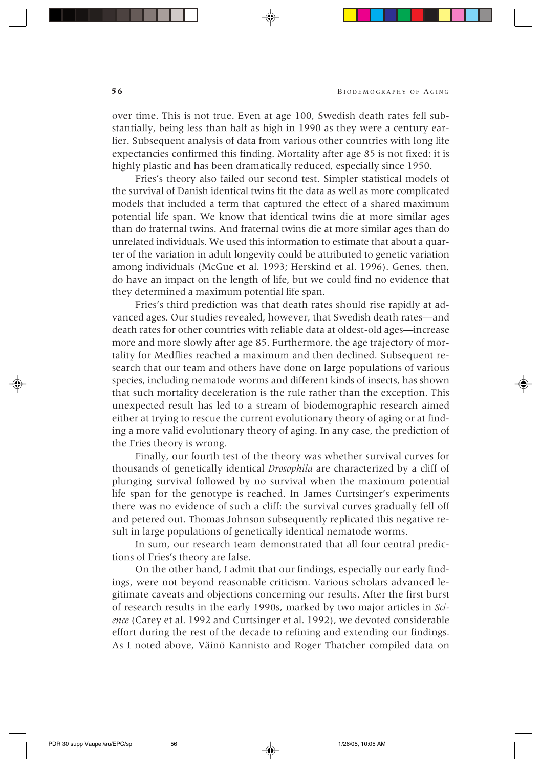over time. This is not true. Even at age 100, Swedish death rates fell substantially, being less than half as high in 1990 as they were a century earlier. Subsequent analysis of data from various other countries with long life expectancies confirmed this finding. Mortality after age 85 is not fixed: it is highly plastic and has been dramatically reduced, especially since 1950.

Fries's theory also failed our second test. Simpler statistical models of the survival of Danish identical twins fit the data as well as more complicated models that included a term that captured the effect of a shared maximum potential life span. We know that identical twins die at more similar ages than do fraternal twins. And fraternal twins die at more similar ages than do unrelated individuals. We used this information to estimate that about a quarter of the variation in adult longevity could be attributed to genetic variation among individuals (McGue et al. 1993; Herskind et al. 1996). Genes, then, do have an impact on the length of life, but we could find no evidence that they determined a maximum potential life span.

Fries's third prediction was that death rates should rise rapidly at advanced ages. Our studies revealed, however, that Swedish death rates—and death rates for other countries with reliable data at oldest-old ages—increase more and more slowly after age 85. Furthermore, the age trajectory of mortality for Medflies reached a maximum and then declined. Subsequent research that our team and others have done on large populations of various species, including nematode worms and different kinds of insects, has shown that such mortality deceleration is the rule rather than the exception. This unexpected result has led to a stream of biodemographic research aimed either at trying to rescue the current evolutionary theory of aging or at finding a more valid evolutionary theory of aging. In any case, the prediction of the Fries theory is wrong.

Finally, our fourth test of the theory was whether survival curves for thousands of genetically identical *Drosophila* are characterized by a cliff of plunging survival followed by no survival when the maximum potential life span for the genotype is reached. In James Curtsinger's experiments there was no evidence of such a cliff: the survival curves gradually fell off and petered out. Thomas Johnson subsequently replicated this negative result in large populations of genetically identical nematode worms.

In sum, our research team demonstrated that all four central predictions of Fries's theory are false.

On the other hand, I admit that our findings, especially our early findings, were not beyond reasonable criticism. Various scholars advanced legitimate caveats and objections concerning our results. After the first burst of research results in the early 1990s, marked by two major articles in *Science* (Carey et al. 1992 and Curtsinger et al. 1992), we devoted considerable effort during the rest of the decade to refining and extending our findings. As I noted above, Väinö Kannisto and Roger Thatcher compiled data on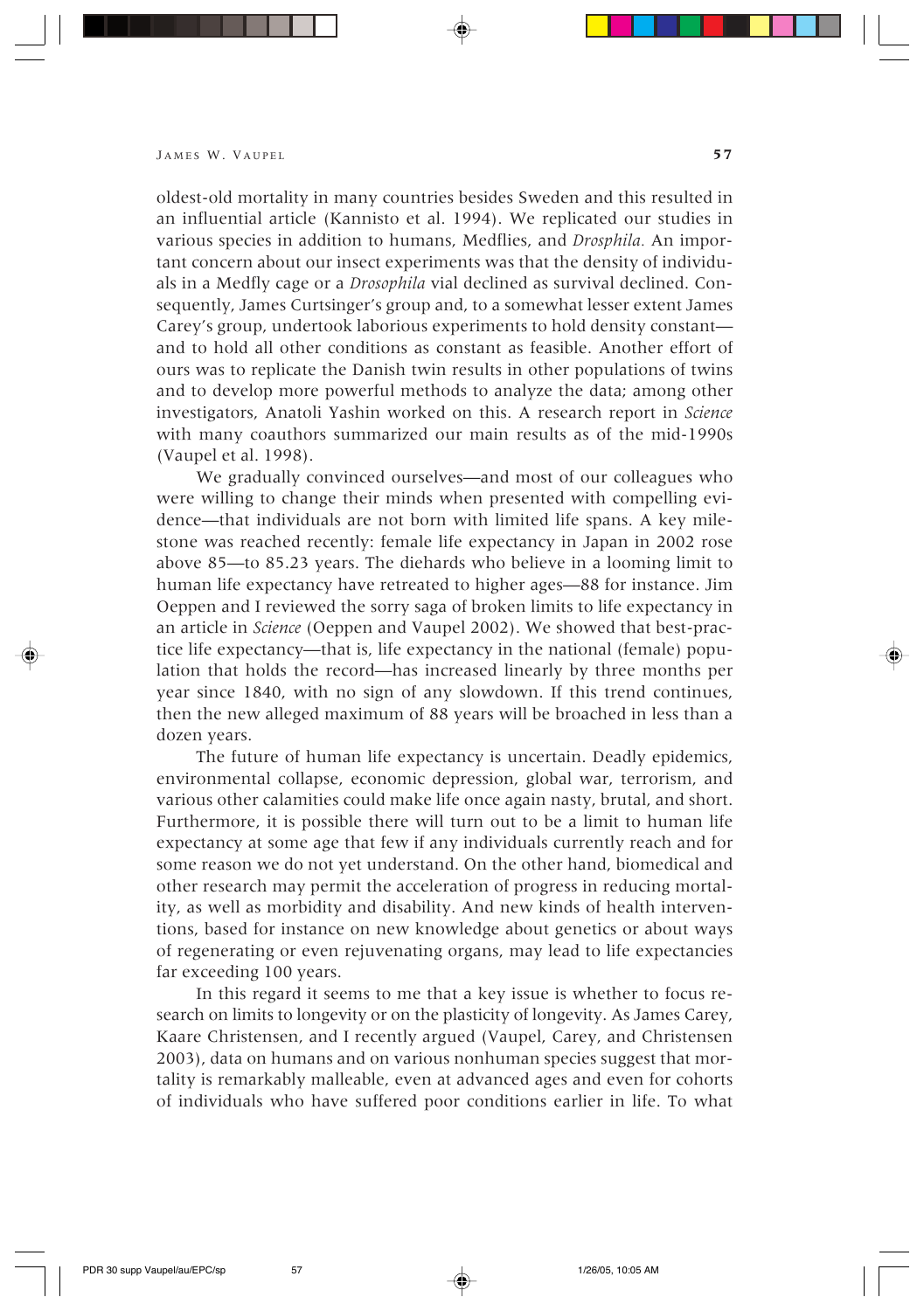oldest-old mortality in many countries besides Sweden and this resulted in an influential article (Kannisto et al. 1994). We replicated our studies in various species in addition to humans, Medflies, and *Drosphila.* An important concern about our insect experiments was that the density of individuals in a Medfly cage or a *Drosophila* vial declined as survival declined. Consequently, James Curtsinger's group and, to a somewhat lesser extent James Carey's group, undertook laborious experiments to hold density constant—and to hold all other conditions as constant as feasible. Another effort of ours was to replicate the Danish twin results in other populations of twins and to develop more powerful methods to analyze the data; among other investigators, Anatoli Yashin worked on this. A research report in *Science* with many coauthors summarized our main results as of the mid-1990s (Vaupel et al. 1998).

We gradually convinced ourselves—and most of our colleagues who were willing to change their minds when presented with compelling evidence—that individuals are not born with limited life spans. A key milestone was reached recently: female life expectancy in Japan in 2002 rose above 85—to 85.23 years. The diehards who believe in a looming limit to human life expectancy have retreated to higher ages—88 for instance. Jim Oeppen and I reviewed the sorry saga of broken limits to life expectancy in an article in *Science* (Oeppen and Vaupel 2002). We showed that best-practice life expectancy—that is, life expectancy in the national (female) population that holds the record—has increased linearly by three months per year since 1840, with no sign of any slowdown. If this trend continues, then the new alleged maximum of 88 years will be broached in less than a dozen years.

The future of human life expectancy is uncertain. Deadly epidemics, environmental collapse, economic depression, global war, terrorism, and various other calamities could make life once again nasty, brutal, and short. Furthermore, it is possible there will turn out to be a limit to human life expectancy at some age that few if any individuals currently reach and for some reason we do not yet understand. On the other hand, biomedical and other research may permit the acceleration of progress in reducing mortality, as well as morbidity and disability. And new kinds of health interventions, based for instance on new knowledge about genetics or about ways of regenerating or even rejuvenating organs, may lead to life expectancies far exceeding 100 years.

In this regard it seems to me that a key issue is whether to focus research on limits to longevity or on the plasticity of longevity. As James Carey, Kaare Christensen, and I recently argued (Vaupel, Carey, and Christensen 2003), data on humans and on various nonhuman species suggest that mortality is remarkably malleable, even at advanced ages and even for cohorts of individuals who have suffered poor conditions earlier in life. To what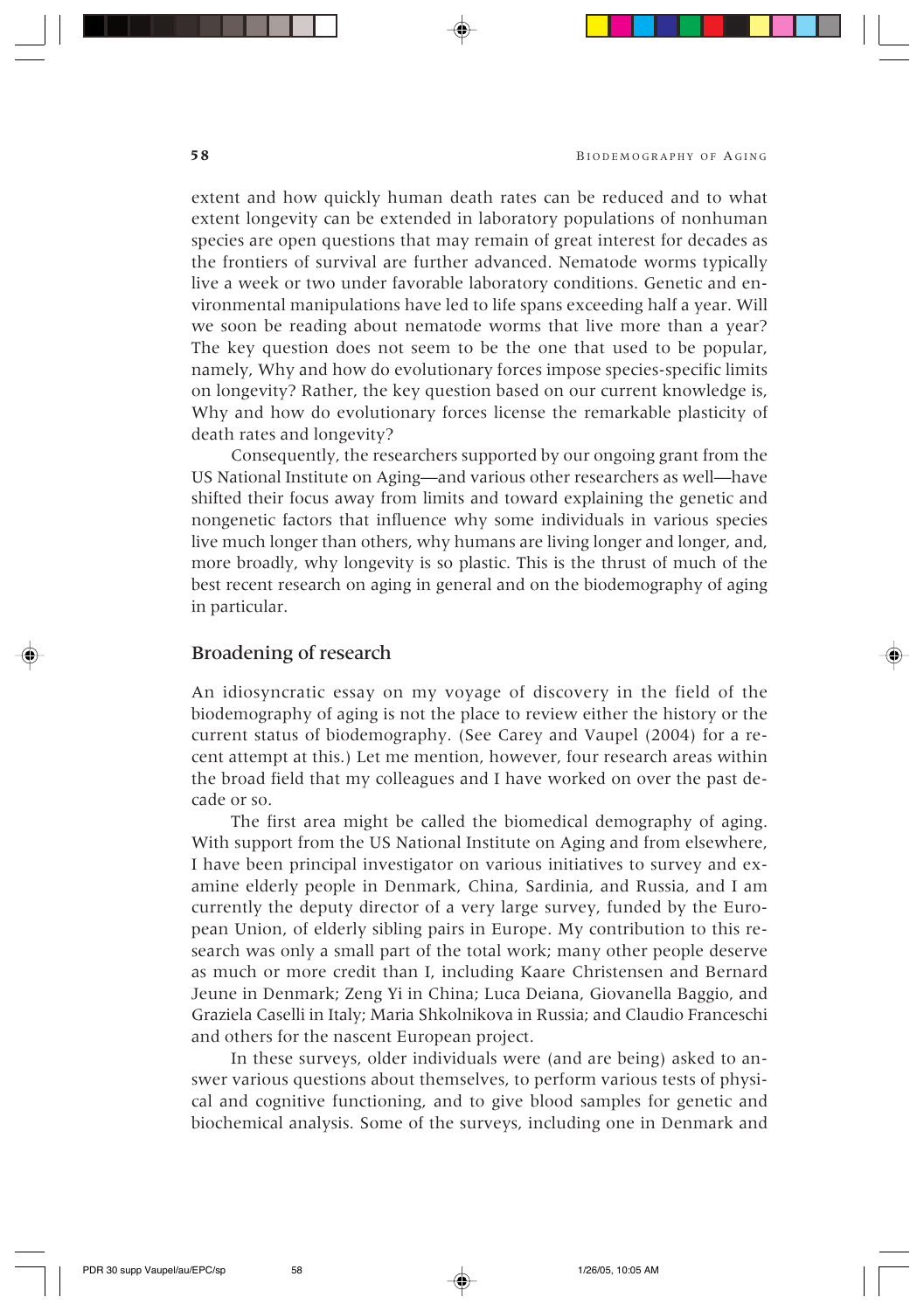extent and how quickly human death rates can be reduced and to what extent longevity can be extended in laboratory populations of nonhuman species are open questions that may remain of great interest for decades as the frontiers of survival are further advanced. Nematode worms typically live a week or two under favorable laboratory conditions. Genetic and environmental manipulations have led to life spans exceeding half a year. Will we soon be reading about nematode worms that live more than a year? The key question does not seem to be the one that used to be popular, namely, Why and how do evolutionary forces impose species-specific limits on longevity? Rather, the key question based on our current knowledge is, Why and how do evolutionary forces license the remarkable plasticity of death rates and longevity?

Consequently, the researchers supported by our ongoing grant from the US National Institute on Aging—and various other researchers as well—have shifted their focus away from limits and toward explaining the genetic and nongenetic factors that influence why some individuals in various species live much longer than others, why humans are living longer and longer, and, more broadly, why longevity is so plastic. This is the thrust of much of the best recent research on aging in general and on the biodemography of aging in particular.

## Broadening of research

An idiosyncratic essay on my voyage of discovery in the field of the biodemography of aging is not the place to review either the history or the current status of biodemography. (See Carey and Vaupel (2004) for a recent attempt at this.) Let me mention, however, four research areas within the broad field that my colleagues and I have worked on over the past decade or so.

The first area might be called the biomedical demography of aging. With support from the US National Institute on Aging and from elsewhere, I have been principal investigator on various initiatives to survey and examine elderly people in Denmark, China, Sardinia, and Russia, and I am currently the deputy director of a very large survey, funded by the European Union, of elderly sibling pairs in Europe. My contribution to this research was only a small part of the total work; many other people deserve as much or more credit than I, including Kaare Christensen and Bernard Jeune in Denmark; Zeng Yi in China; Luca Deiana, Giovanella Baggio, and Graziela Caselli in Italy; Maria Shkolnikova in Russia; and Claudio Franceschi and others for the nascent European project.

In these surveys, older individuals were (and are being) asked to answer various questions about themselves, to perform various tests of physical and cognitive functioning, and to give blood samples for genetic and biochemical analysis. Some of the surveys, including one in Denmark and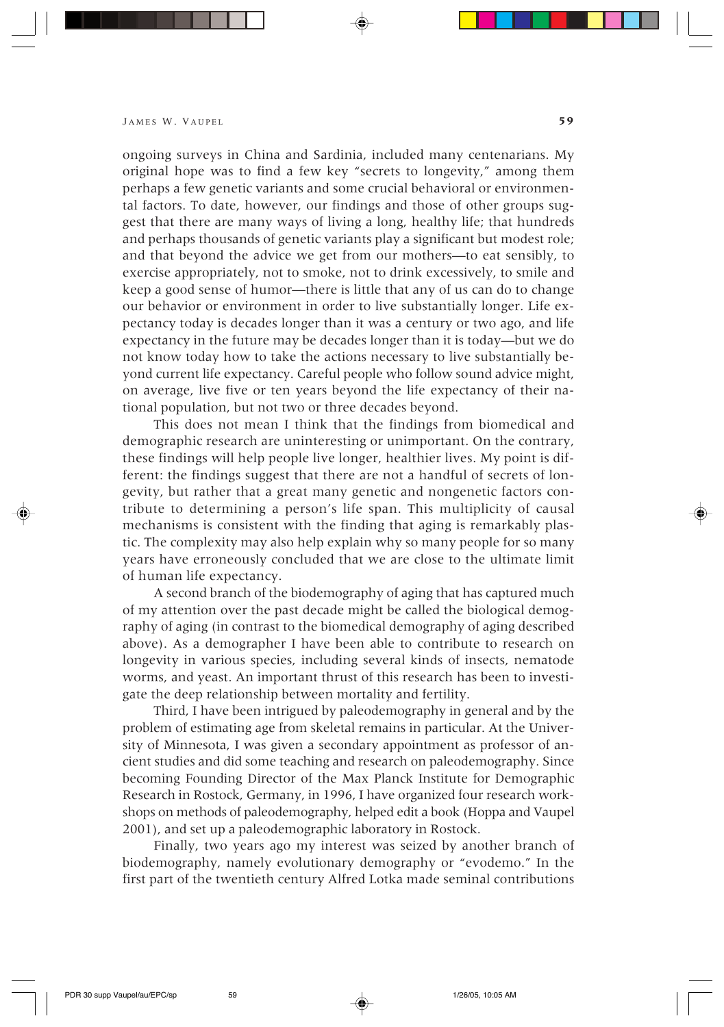ongoing surveys in China and Sardinia, included many centenarians. My original hope was to find a few key "secrets to longevity," among them perhaps a few genetic variants and some crucial behavioral or environmental factors. To date, however, our findings and those of other groups suggest that there are many ways of living a long, healthy life; that hundreds and perhaps thousands of genetic variants play a significant but modest role; and that beyond the advice we get from our mothers—to eat sensibly, to exercise appropriately, not to smoke, not to drink excessively, to smile and keep a good sense of humor—there is little that any of us can do to change our behavior or environment in order to live substantially longer. Life expectancy today is decades longer than it was a century or two ago, and life expectancy in the future may be decades longer than it is today—but we do not know today how to take the actions necessary to live substantially beyond current life expectancy. Careful people who follow sound advice might, on average, live five or ten years beyond the life expectancy of their national population, but not two or three decades beyond.

This does not mean I think that the findings from biomedical and demographic research are uninteresting or unimportant. On the contrary, these findings will help people live longer, healthier lives. My point is different: the findings suggest that there are not a handful of secrets of longevity, but rather that a great many genetic and nongenetic factors contribute to determining a person's life span. This multiplicity of causal mechanisms is consistent with the finding that aging is remarkably plastic. The complexity may also help explain why so many people for so many years have erroneously concluded that we are close to the ultimate limit of human life expectancy.

A second branch of the biodemography of aging that has captured much of my attention over the past decade might be called the biological demography of aging (in contrast to the biomedical demography of aging described above). As a demographer I have been able to contribute to research on longevity in various species, including several kinds of insects, nematode worms, and yeast. An important thrust of this research has been to investigate the deep relationship between mortality and fertility.

Third, I have been intrigued by paleodemography in general and by the problem of estimating age from skeletal remains in particular. At the University of Minnesota, I was given a secondary appointment as professor of ancient studies and did some teaching and research on paleodemography. Since becoming Founding Director of the Max Planck Institute for Demographic Research in Rostock, Germany, in 1996, I have organized four research workshops on methods of paleodemography, helped edit a book (Hoppa and Vaupel 2001), and set up a paleodemographic laboratory in Rostock.

Finally, two years ago my interest was seized by another branch of biodemography, namely evolutionary demography or "evodemo." In the first part of the twentieth century Alfred Lotka made seminal contributions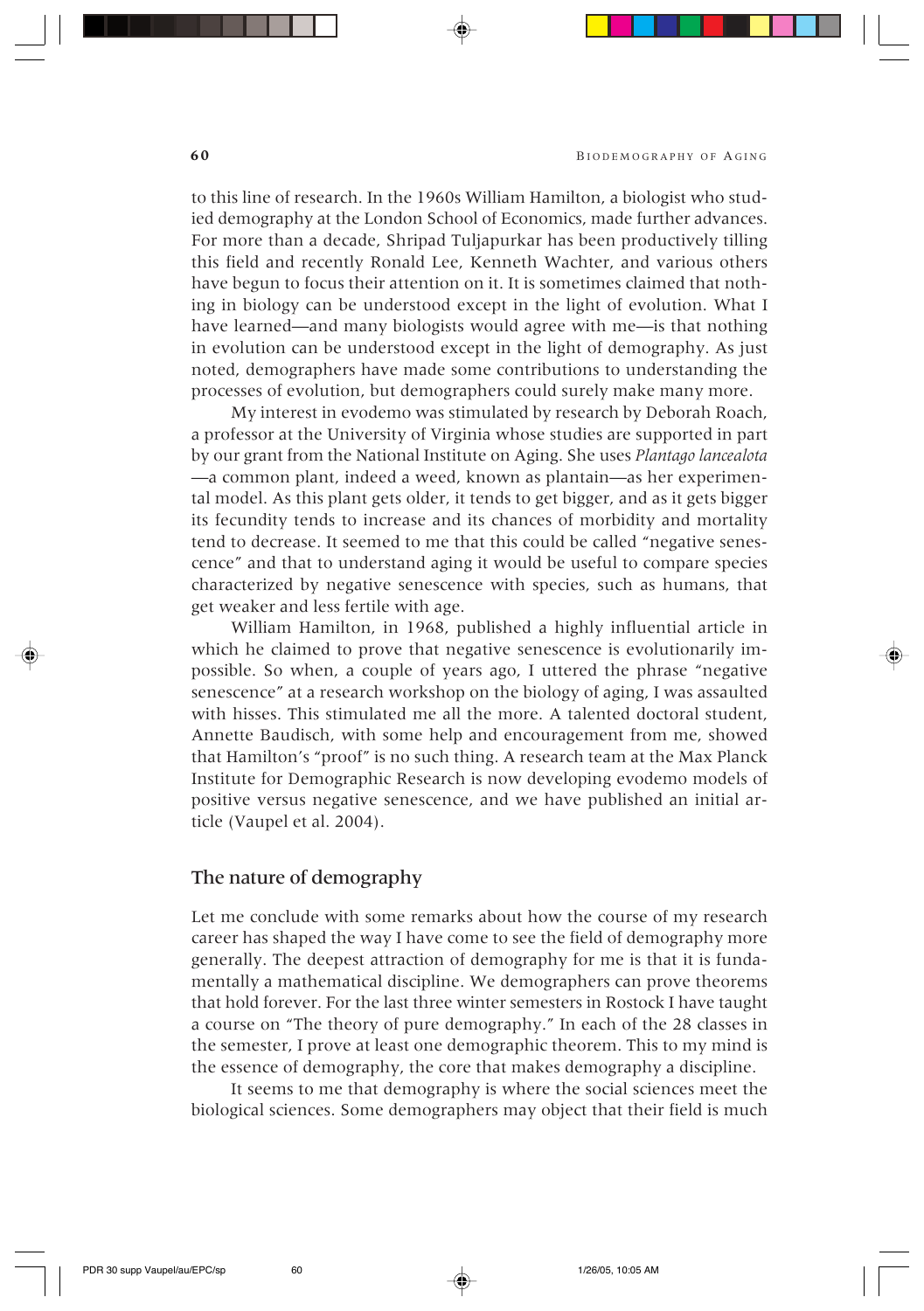to this line of research. In the 1960s William Hamilton, a biologist who studied demography at the London School of Economics, made further advances. For more than a decade, Shripad Tuljapurkar has been productively tilling this field and recently Ronald Lee, Kenneth Wachter, and various others have begun to focus their attention on it. It is sometimes claimed that nothing in biology can be understood except in the light of evolution. What I have learned—and many biologists would agree with me—is that nothing in evolution can be understood except in the light of demography. As just noted, demographers have made some contributions to understanding the processes of evolution, but demographers could surely make many more.

My interest in evodemo was stimulated by research by Deborah Roach, a professor at the University of Virginia whose studies are supported in part by our grant from the National Institute on Aging. She uses *Plantago lancealota* —a common plant, indeed a weed, known as plantain—as her experimental model. As this plant gets older, it tends to get bigger, and as it gets bigger its fecundity tends to increase and its chances of morbidity and mortality tend to decrease. It seemed to me that this could be called "negative senescence" and that to understand aging it would be useful to compare species characterized by negative senescence with species, such as humans, that get weaker and less fertile with age.

William Hamilton, in 1968, published a highly influential article in which he claimed to prove that negative senescence is evolutionarily impossible. So when, a couple of years ago, I uttered the phrase "negative senescence" at a research workshop on the biology of aging, I was assaulted with hisses. This stimulated me all the more. A talented doctoral student, Annette Baudisch, with some help and encouragement from me, showed that Hamilton's "proof" is no such thing. A research team at the Max Planck Institute for Demographic Research is now developing evodemo models of positive versus negative senescence, and we have published an initial article (Vaupel et al. 2004).

## The nature of demography

Let me conclude with some remarks about how the course of my research career has shaped the way I have come to see the field of demography more generally. The deepest attraction of demography for me is that it is fundamentally a mathematical discipline. We demographers can prove theorems that hold forever. For the last three winter semesters in Rostock I have taught a course on "The theory of pure demography." In each of the 28 classes in the semester, I prove at least one demographic theorem. This to my mind is the essence of demography, the core that makes demography a discipline.

It seems to me that demography is where the social sciences meet the biological sciences. Some demographers may object that their field is much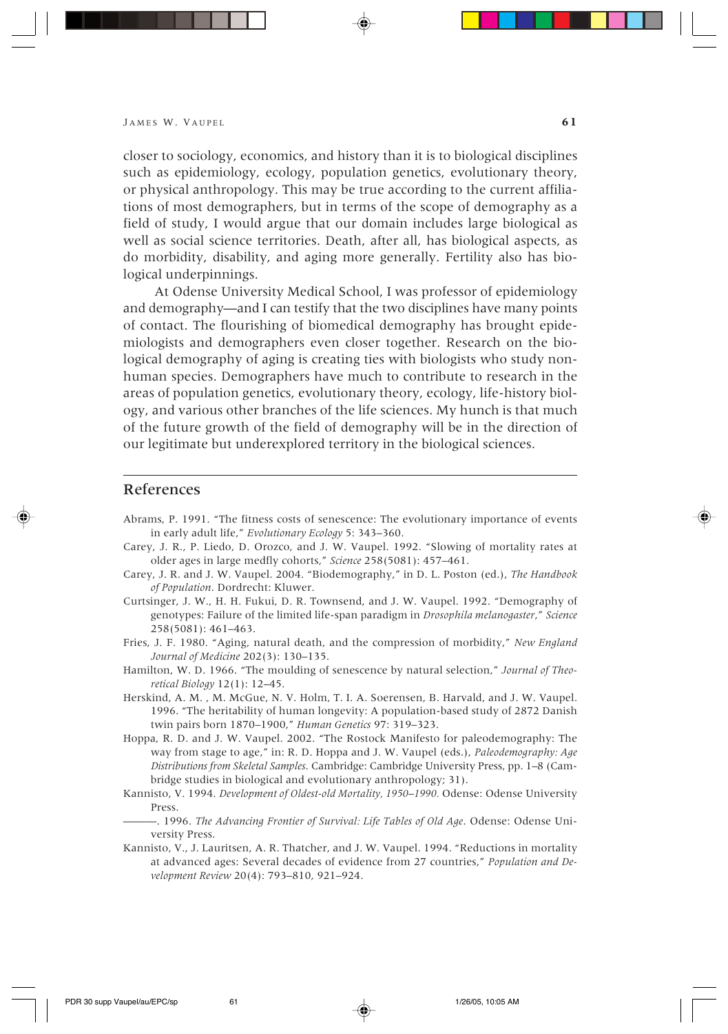closer to sociology, economics, and history than it is to biological disciplines such as epidemiology, ecology, population genetics, evolutionary theory, or physical anthropology. This may be true according to the current affiliations of most demographers, but in terms of the scope of demography as a field of study, I would argue that our domain includes large biological as well as social science territories. Death, after all, has biological aspects, as do morbidity, disability, and aging more generally. Fertility also has biological underpinnings.

At Odense University Medical School, I was professor of epidemiology and demography—and I can testify that the two disciplines have many points of contact. The flourishing of biomedical demography has brought epidemiologists and demographers even closer together. Research on the biological demography of aging is creating ties with biologists who study nonhuman species. Demographers have much to contribute to research in the areas of population genetics, evolutionary theory, ecology, life-history biology, and various other branches of the life sciences. My hunch is that much of the future growth of the field of demography will be in the direction of our legitimate but underexplored territory in the biological sciences.

## References

Abrams, P. 1991. "The fitness costs of senescence: The evolutionary importance of events in early adult life," *Evolutionary Ecology* 5: 343–360.

Carey, J. R., P. Liedo, D. Orozco, and J. W. Vaupel. 1992. "Slowing of mortality rates at older ages in large medfly cohorts," *Science* 258(5081): 457–461.

Carey, J. R. and J. W. Vaupel. 2004. "Biodemography," in D. L. Poston (ed.), *The Handbook of Population*. Dordrecht: Kluwer.

Curtsinger, J. W., H. H. Fukui, D. R. Townsend, and J. W. Vaupel. 1992. "Demography of genotypes: Failure of the limited life-span paradigm in *Drosophila melanogaster*," *Science* 258(5081): 461–463.

Fries, J. F. 1980. "Aging, natural death, and the compression of morbidity," *New England Journal of Medicine* 202(3): 130–135.

Hamilton, W. D. 1966. "The moulding of senescence by natural selection," *Journal of Theoretical Biology* 12(1): 12–45.

Herskind, A. M. , M. McGue, N. V. Holm, T. I. A. Soerensen, B. Harvald, and J. W. Vaupel. 1996. "The heritability of human longevity: A population-based study of 2872 Danish twin pairs born 1870–1900," *Human Genetics* 97: 319–323.

Hoppa, R. D. and J. W. Vaupel. 2002. "The Rostock Manifesto for paleodemography: The way from stage to age," in: R. D. Hoppa and J. W. Vaupel (eds.), *Paleodemography: Age Distributions from Skeletal Samples*. Cambridge: Cambridge University Press, pp. 1–8 (Cambridge studies in biological and evolutionary anthropology; 31).

Kannisto, V. 1994. *Development of Oldest-old Mortality, 1950–1990*. Odense: Odense University Press.

———. 1996. *The Advancing Frontier of Survival: Life Tables of Old Age*. Odense: Odense University Press.

Kannisto, V., J. Lauritsen, A. R. Thatcher, and J. W. Vaupel. 1994. "Reductions in mortality at advanced ages: Several decades of evidence from 27 countries," *Population and Development Review* 20(4): 793–810, 921–924.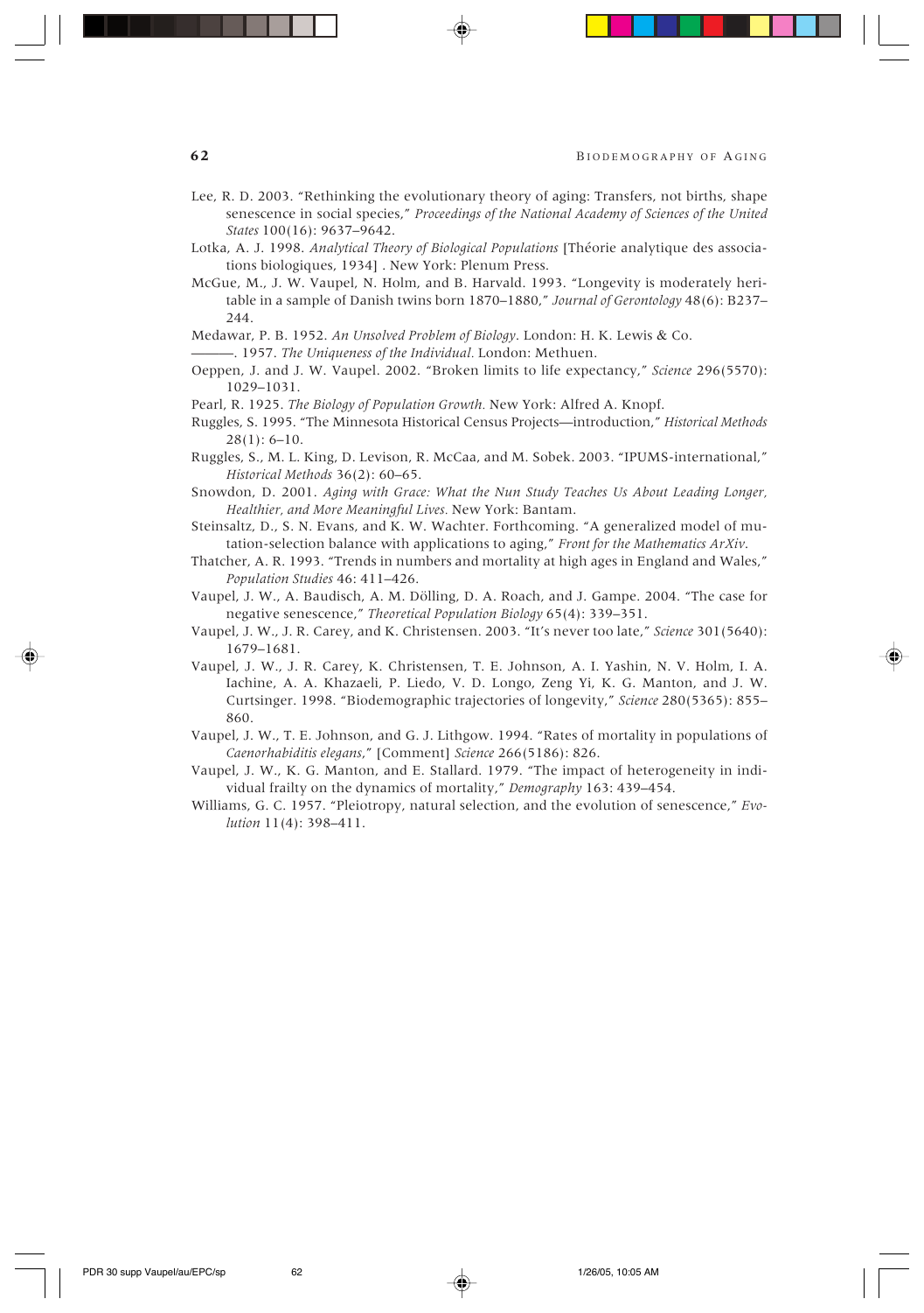Lee, R. D. 2003. "Rethinking the evolutionary theory of aging: Transfers, not births, shape senescence in social species," *Proceedings of the National Academy of Sciences of the United States* 100(16): 9637–9642.

Lotka, A. J. 1998. *Analytical Theory of Biological Populations* [Théorie analytique des associations biologiques, 1934] . New York: Plenum Press.

McGue, M., J. W. Vaupel, N. Holm, and B. Harvald. 1993. "Longevity is moderately heritable in a sample of Danish twins born 1870–1880," *Journal of Gerontology* 48(6): B237–244.

Medawar, P. B. 1952. *An Unsolved Problem of Biology*. London: H. K. Lewis & Co.

———. 1957. *The Uniqueness of the Individual*. London: Methuen.

Oeppen, J. and J. W. Vaupel. 2002. "Broken limits to life expectancy," *Science* 296(5570): 1029–1031.

Pearl, R. 1925. *The Biology of Population Growth*. New York: Alfred A. Knopf.

Ruggles, S. 1995. "The Minnesota Historical Census Projects—introduction," *Historical Methods* 28(1): 6–10.

Ruggles, S., M. L. King, D. Levison, R. McCaa, and M. Sobek. 2003. "IPUMS-international," *Historical Methods* 36(2): 60–65.

Snowdon, D. 2001. *Aging with Grace: What the Nun Study Teaches Us About Leading Longer, Healthier, and More Meaningful Lives*. New York: Bantam.

Steinsaltz, D., S. N. Evans, and K. W. Wachter. Forthcoming. "A generalized model of mutation-selection balance with applications to aging," *Front for the Mathematics ArXiv*.

Thatcher, A. R. 1993. "Trends in numbers and mortality at high ages in England and Wales," *Population Studies* 46: 411–426.

Vaupel, J. W., A. Baudisch, A. M. Dölling, D. A. Roach, and J. Gampe. 2004. "The case for negative senescence," *Theoretical Population Biology* 65(4): 339–351.

Vaupel, J. W., J. R. Carey, and K. Christensen. 2003. "It's never too late," *Science* 301(5640): 1679–1681.

Vaupel, J. W., J. R. Carey, K. Christensen, T. E. Johnson, A. I. Yashin, N. V. Holm, I. A. Iachine, A. A. Khazaeli, P. Liedo, V. D. Longo, Zeng Yi, K. G. Manton, and J. W. Curtsinger. 1998. "Biodemographic trajectories of longevity," *Science* 280(5365): 855–860.

Vaupel, J. W., T. E. Johnson, and G. J. Lithgow. 1994. "Rates of mortality in populations of *Caenorhabiditis elegans*," [Comment] *Science* 266(5186): 826.

Vaupel, J. W., K. G. Manton, and E. Stallard. 1979. "The impact of heterogeneity in individual frailty on the dynamics of mortality," *Demography* 163: 439–454.

Williams, G. C. 1957. "Pleiotropy, natural selection, and the evolution of senescence," *Evolution* 11(4): 398–411.